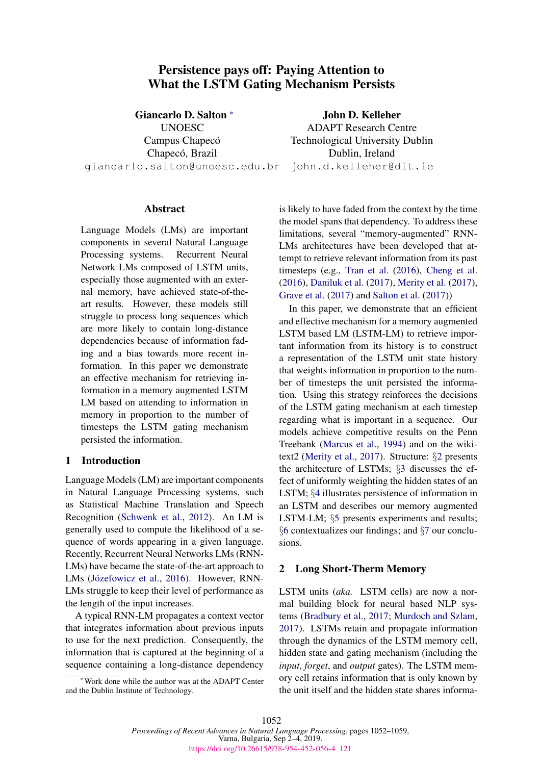# Persistence pays off: Paying Attention to What the LSTM Gating Mechanism Persists

**Giancarlo D. Salton** [*]
UNOESC
Campus Chapecó
Chapecó, Brazil
giancarlo.salton@unoesc.edu.br

**John D. Kelleher**
ADAPT Research Centre
Technological University Dublin
Dublin, Ireland
john.d.kelleher@dit.ie

## Abstract

Language Models (LMs) are important components in several Natural Language Processing systems. Recurrent Neural Network LMs composed of LSTM units, especially those augmented with an external memory, have achieved state-of-the-art results. However, these models still struggle to process long sequences which are more likely to contain long-distance dependencies because of information fading and a bias towards more recent information. In this paper we demonstrate an effective mechanism for retrieving information in a memory augmented LSTM LM based on attending to information in memory in proportion to the number of timesteps the LSTM gating mechanism persisted the information.

## 1 Introduction

Language Models (LM) are important components in Natural Language Processing systems, such as Statistical Machine Translation and Speech Recognition (Schwenk et al., 2012). An LM is generally used to compute the likelihood of a sequence of words appearing in a given language. Recently, Recurrent Neural Networks LMs (RNN-LMs) have became the state-of-the-art approach to LMs (Józefowicz et al., 2016). However, RNN-LMs struggle to keep their level of performance as the length of the input increases.

A typical RNN-LM propagates a context vector that integrates information about previous inputs to use for the next prediction. Consequently, the information that is captured at the beginning of a sequence containing a long-distance dependency is likely to have faded from the context by the time the model spans that dependency. To address these limitations, several "memory-augmented" RNN-LMs architectures have been developed that attempt to retrieve relevant information from its past timesteps (e.g., Tran et al. (2016), Cheng et al. (2016), Daniluk et al. (2017), Merity et al. (2017), Grave et al. (2017) and Salton et al. (2017))

In this paper, we demonstrate that an efficient and effective mechanism for a memory augmented LSTM based LM (LSTM-LM) to retrieve important information from its history is to construct a representation of the LSTM unit state history that weights information in proportion to the number of timesteps the unit persisted the information. Using this strategy reinforces the decisions of the LSTM gating mechanism at each timestep regarding what is important in a sequence. Our models achieve competitive results on the Penn Treebank (Marcus et al., 1994) and on the wikitext2 (Merity et al., 2017). Structure: §2 presents the architecture of LSTMs; §3 discusses the effect of uniformly weighting the hidden states of an LSTM; §4 illustrates persistence of information in an LSTM and describes our memory augmented LSTM-LM; §5 presents experiments and results; §6 contextualizes our findings; and §7 our conclusions.

## 2 Long Short-Therm Memory

LSTM units (*aka.* LSTM cells) are now a normal building block for neural based NLP systems (Bradbury et al., 2017; Murdoch and Szlam, 2017). LSTMs retain and propagate information through the dynamics of the LSTM memory cell, hidden state and gating mechanism (including the *input*, *forget*, and *output* gates). The LSTM memory cell retains information that is only known by the unit itself and the hidden state shares informa-

[*] Work done while the author was at the ADAPT Center and the Dublin Institute of Technology.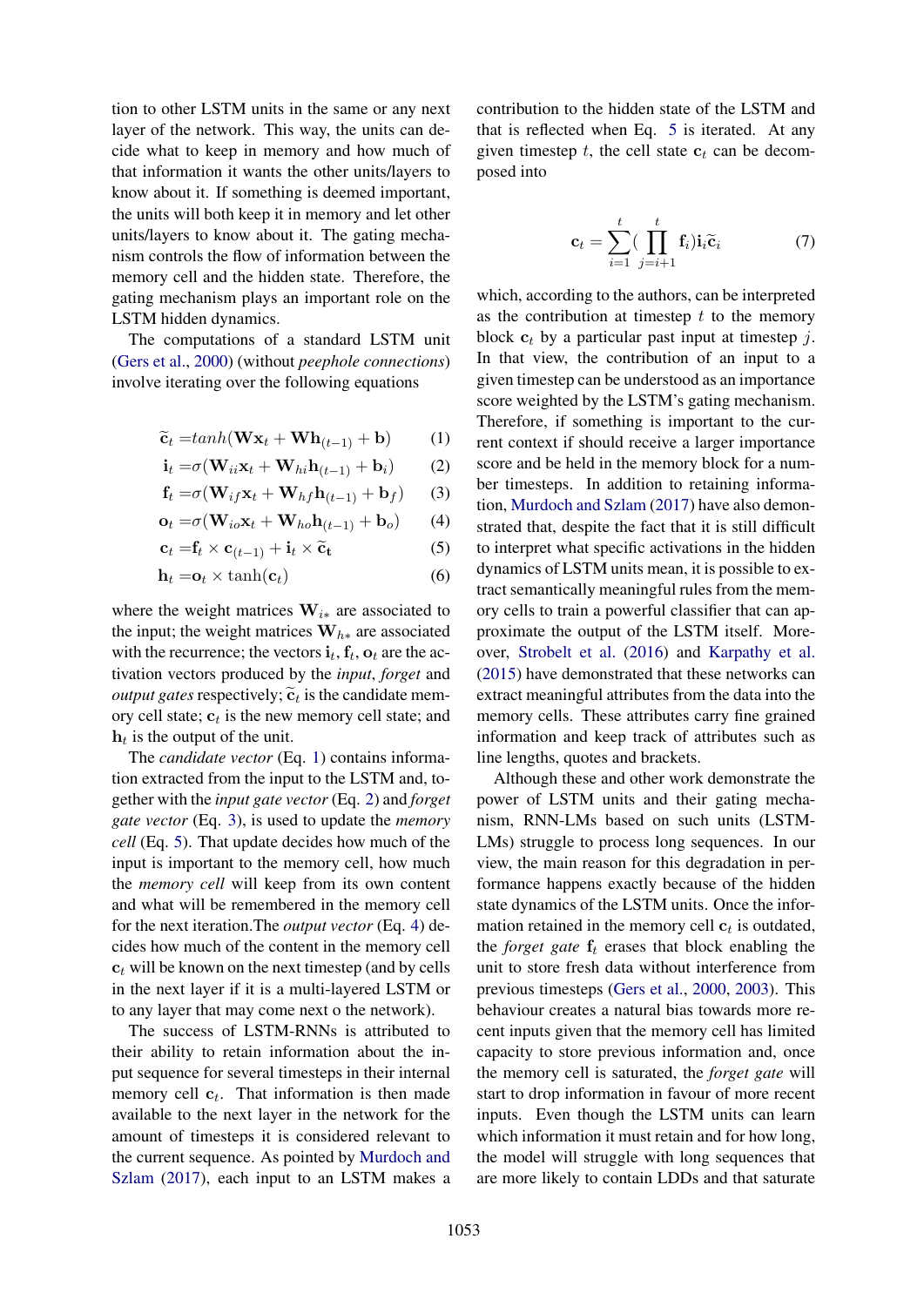tion to other LSTM units in the same or any next layer of the network. This way, the units can decide what to keep in memory and how much of that information it wants the other units/layers to know about it. If something is deemed important, the units will both keep it in memory and let other units/layers to know about it. The gating mechanism controls the flow of information between the memory cell and the hidden state. Therefore, the gating mechanism plays an important role on the LSTM hidden dynamics.

The computations of a standard LSTM unit (Gers et al., 2000) (without *peephole connections*) involve iterating over the following equations

$$\widetilde{\mathbf{c}}_t = tanh(\mathbf{W}\mathbf{x}_t + \mathbf{W}\mathbf{h}_{(t-1)} + \mathbf{b}) \quad (1)$$

$$\mathbf{i}_t = \sigma(\mathbf{W}_{ii}\mathbf{x}_t + \mathbf{W}_{hi}\mathbf{h}_{(t-1)} + \mathbf{b}_i) \quad (2)$$

$$\mathbf{f}_t = \sigma(\mathbf{W}_{if}\mathbf{x}_t + \mathbf{W}_{hf}\mathbf{h}_{(t-1)} + \mathbf{b}_f) \quad (3)$$

$$\mathbf{o}_t = \sigma(\mathbf{W}_{io}\mathbf{x}_t + \mathbf{W}_{ho}\mathbf{h}_{(t-1)} + \mathbf{b}_o) \quad (4)$$

$$\mathbf{c}_t = \mathbf{f}_t \times \mathbf{c}_{(t-1)} + \mathbf{i}_t \times \widetilde{\mathbf{c}}_t \quad (5)$$

$$\mathbf{h}_t = \mathbf{o}_t \times \tanh(\mathbf{c}_t) \quad (6)$$

where the weight matrices $\mathbf{W}_{i*}$ are associated to the input; the weight matrices $\mathbf{W}_{h*}$ are associated with the recurrence; the vectors $\mathbf{i}_t, \mathbf{f}_t, \mathbf{o}_t$ are the activation vectors produced by the *input*, *forget* and *output gates* respectively; $\widetilde{\mathbf{c}}_t$ is the candidate memory cell state; $\mathbf{c}_t$ is the new memory cell state; and $\mathbf{h}_t$ is the output of the unit.

The *candidate vector* (Eq. 1) contains information extracted from the input to the LSTM and, together with the *input gate vector* (Eq. 2) and *forget gate vector* (Eq. 3), is used to update the *memory cell* (Eq. 5). That update decides how much of the input is important to the memory cell, how much the *memory cell* will keep from its own content and what will be remembered in the memory cell for the next iteration.The *output vector* (Eq. 4) decides how much of the content in the memory cell $\mathbf{c}_t$ will be known on the next timestep (and by cells in the next layer if it is a multi-layered LSTM or to any layer that may come next o the network).

The success of LSTM-RNNs is attributed to their ability to retain information about the input sequence for several timesteps in their internal memory cell $\mathbf{c}_t$. That information is then made available to the next layer in the network for the amount of timesteps it is considered relevant to the current sequence. As pointed by Murdoch and Szlam (2017), each input to an LSTM makes a contribution to the hidden state of the LSTM and that is reflected when Eq. 5 is iterated. At any given timestep $t$, the cell state $\mathbf{c}_t$ can be decomposed into

$$\mathbf{c}_t = \sum_{i=1}^{t}(\prod_{j=i+1}^{t} \mathbf{f}_i)\mathbf{i}_i\widetilde{\mathbf{c}}_i \quad (7)$$

which, according to the authors, can be interpreted as the contribution at timestep $t$ to the memory block $\mathbf{c}_t$ by a particular past input at timestep $j$. In that view, the contribution of an input to a given timestep can be understood as an importance score weighted by the LSTM's gating mechanism. Therefore, if something is important to the current context if should receive a larger importance score and be held in the memory block for a number timesteps. In addition to retaining information, Murdoch and Szlam (2017) have also demonstrated that, despite the fact that it is still difficult to interpret what specific activations in the hidden dynamics of LSTM units mean, it is possible to extract semantically meaningful rules from the memory cells to train a powerful classifier that can approximate the output of the LSTM itself. Moreover, Strobelt et al. (2016) and Karpathy et al. (2015) have demonstrated that these networks can extract meaningful attributes from the data into the memory cells. These attributes carry fine grained information and keep track of attributes such as line lengths, quotes and brackets.

Although these and other work demonstrate the power of LSTM units and their gating mechanism, RNN-LMs based on such units (LSTM-LMs) struggle to process long sequences. In our view, the main reason for this degradation in performance happens exactly because of the hidden state dynamics of the LSTM units. Once the information retained in the memory cell $\mathbf{c}_t$ is outdated, the *forget gate* $\mathbf{f}_t$ erases that block enabling the unit to store fresh data without interference from previous timesteps (Gers et al., 2000, 2003). This behaviour creates a natural bias towards more recent inputs given that the memory cell has limited capacity to store previous information and, once the memory cell is saturated, the *forget gate* will start to drop information in favour of more recent inputs. Even though the LSTM units can learn which information it must retain and for how long, the model will struggle with long sequences that are more likely to contain LDDs and that saturate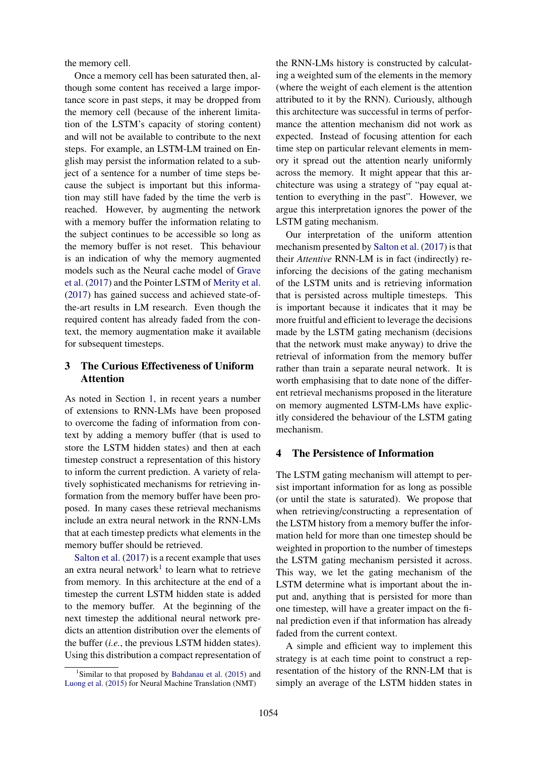the memory cell.

Once a memory cell has been saturated then, although some content has received a large importance score in past steps, it may be dropped from the memory cell (because of the inherent limitation of the LSTM's capacity of storing content) and will not be available to contribute to the next steps. For example, an LSTM-LM trained on English may persist the information related to a subject of a sentence for a number of time steps because the subject is important but this information may still have faded by the time the verb is reached. However, by augmenting the network with a memory buffer the information relating to the subject continues to be accessible so long as the memory buffer is not reset. This behaviour is an indication of why the memory augmented models such as the Neural cache model of Grave et al. (2017) and the Pointer LSTM of Merity et al. (2017) has gained success and achieved state-of-the-art results in LM research. Even though the required content has already faded from the context, the memory augmentation make it available for subsequent timesteps.

## 3 The Curious Effectiveness of Uniform Attention

As noted in Section 1, in recent years a number of extensions to RNN-LMs have been proposed to overcome the fading of information from context by adding a memory buffer (that is used to store the LSTM hidden states) and then at each timestep construct a representation of this history to inform the current prediction. A variety of relatively sophisticated mechanisms for retrieving information from the memory buffer have been proposed. In many cases these retrieval mechanisms include an extra neural network in the RNN-LMs that at each timestep predicts what elements in the memory buffer should be retrieved.

Salton et al. (2017) is a recent example that uses an extra neural network[1] to learn what to retrieve from memory. In this architecture at the end of a timestep the current LSTM hidden state is added to the memory buffer. At the beginning of the next timestep the additional neural network predicts an attention distribution over the elements of the buffer (*i.e.*, the previous LSTM hidden states). Using this distribution a compact representation of the RNN-LMs history is constructed by calculating a weighted sum of the elements in the memory (where the weight of each element is the attention attributed to it by the RNN). Curiously, although this architecture was successful in terms of performance the attention mechanism did not work as expected. Instead of focusing attention for each time step on particular relevant elements in memory it spread out the attention nearly uniformly across the memory. It might appear that this architecture was using a strategy of "pay equal attention to everything in the past". However, we argue this interpretation ignores the power of the LSTM gating mechanism.

Our interpretation of the uniform attention mechanism presented by Salton et al. (2017) is that their *Attentive* RNN-LM is in fact (indirectly) reinforcing the decisions of the gating mechanism of the LSTM units and is retrieving information that is persisted across multiple timesteps. This is important because it indicates that it may be more fruitful and efficient to leverage the decisions made by the LSTM gating mechanism (decisions that the network must make anyway) to drive the retrieval of information from the memory buffer rather than train a separate neural network. It is worth emphasising that to date none of the different retrieval mechanisms proposed in the literature on memory augmented LSTM-LMs have explicitly considered the behaviour of the LSTM gating mechanism.

## 4 The Persistence of Information

The LSTM gating mechanism will attempt to persist important information for as long as possible (or until the state is saturated). We propose that when retrieving/constructing a representation of the LSTM history from a memory buffer the information held for more than one timestep should be weighted in proportion to the number of timesteps the LSTM gating mechanism persisted it across. This way, we let the gating mechanism of the LSTM determine what is important about the input and, anything that is persisted for more than one timestep, will have a greater impact on the final prediction even if that information has already faded from the current context.

A simple and efficient way to implement this strategy is at each time point to construct a representation of the history of the RNN-LM that is simply an average of the LSTM hidden states in

[1] Similar to that proposed by Bahdanau et al. (2015) and Luong et al. (2015) for Neural Machine Translation (NMT)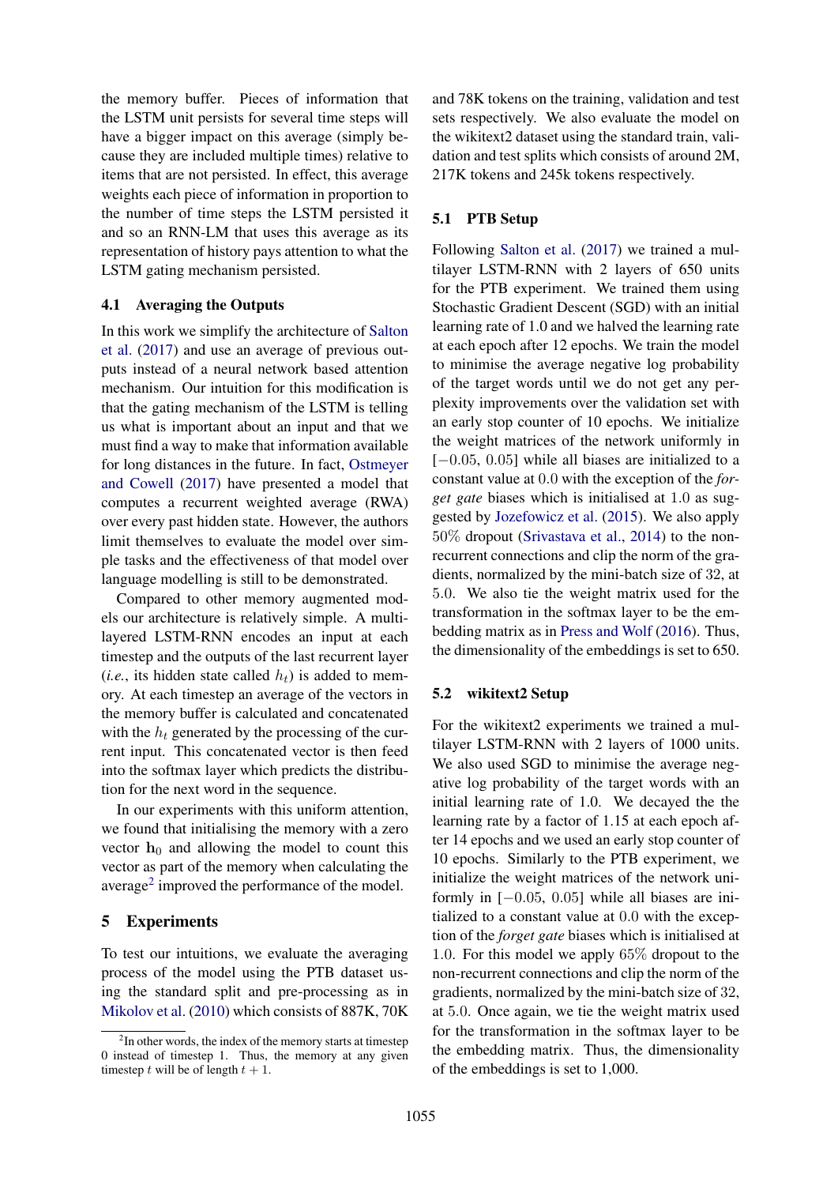the memory buffer. Pieces of information that the LSTM unit persists for several time steps will have a bigger impact on this average (simply because they are included multiple times) relative to items that are not persisted. In effect, this average weights each piece of information in proportion to the number of time steps the LSTM persisted it and so an RNN-LM that uses this average as its representation of history pays attention to what the LSTM gating mechanism persisted.

### 4.1 Averaging the Outputs

In this work we simplify the architecture of Salton et al. (2017) and use an average of previous outputs instead of a neural network based attention mechanism. Our intuition for this modification is that the gating mechanism of the LSTM is telling us what is important about an input and that we must find a way to make that information available for long distances in the future. In fact, Ostmeyer and Cowell (2017) have presented a model that computes a recurrent weighted average (RWA) over every past hidden state. However, the authors limit themselves to evaluate the model over simple tasks and the effectiveness of that model over language modelling is still to be demonstrated.

Compared to other memory augmented models our architecture is relatively simple. A multilayered LSTM-RNN encodes an input at each timestep and the outputs of the last recurrent layer (*i.e.*, its hidden state called $h_t$) is added to memory. At each timestep an average of the vectors in the memory buffer is calculated and concatenated with the $h_t$ generated by the processing of the current input. This concatenated vector is then feed into the softmax layer which predicts the distribution for the next word in the sequence.

In our experiments with this uniform attention, we found that initialising the memory with a zero vector $\mathbf{h}_0$ and allowing the model to count this vector as part of the memory when calculating the average[2] improved the performance of the model.

## 5 Experiments

To test our intuitions, we evaluate the averaging process of the model using the PTB dataset using the standard split and pre-processing as in Mikolov et al. (2010) which consists of 887K, 70K and 78K tokens on the training, validation and test sets respectively. We also evaluate the model on the wikitext2 dataset using the standard train, validation and test splits which consists of around 2M, 217K tokens and 245k tokens respectively.

### 5.1 PTB Setup

Following Salton et al. (2017) we trained a multilayer LSTM-RNN with 2 layers of 650 units for the PTB experiment. We trained them using Stochastic Gradient Descent (SGD) with an initial learning rate of 1.0 and we halved the learning rate at each epoch after 12 epochs. We train the model to minimise the average negative log probability of the target words until we do not get any perplexity improvements over the validation set with an early stop counter of 10 epochs. We initialize the weight matrices of the network uniformly in $[-0.05, 0.05]$ while all biases are initialized to a constant value at $0.0$ with the exception of the *forget gate* biases which is initialised at $1.0$ as suggested by Jozefowicz et al. (2015). We also apply $50\%$ dropout (Srivastava et al., 2014) to the non-recurrent connections and clip the norm of the gradients, normalized by the mini-batch size of 32, at $5.0$. We also tie the weight matrix used for the transformation in the softmax layer to be the embedding matrix as in Press and Wolf (2016). Thus, the dimensionality of the embeddings is set to 650.

### 5.2 wikitext2 Setup

For the wikitext2 experiments we trained a multilayer LSTM-RNN with 2 layers of 1000 units. We also used SGD to minimise the average negative log probability of the target words with an initial learning rate of 1.0. We decayed the the learning rate by a factor of 1.15 at each epoch after 14 epochs and we used an early stop counter of 10 epochs. Similarly to the PTB experiment, we initialize the weight matrices of the network uniformly in $[-0.05, 0.05]$ while all biases are initialized to a constant value at $0.0$ with the exception of the *forget gate* biases which is initialised at $1.0$. For this model we apply $65\%$ dropout to the non-recurrent connections and clip the norm of the gradients, normalized by the mini-batch size of 32, at $5.0$. Once again, we tie the weight matrix used for the transformation in the softmax layer to be the embedding matrix. Thus, the dimensionality of the embeddings is set to 1,000.

[2] In other words, the index of the memory starts at timestep 0 instead of timestep 1. Thus, the memory at any given timestep $t$ will be of length $t + 1$.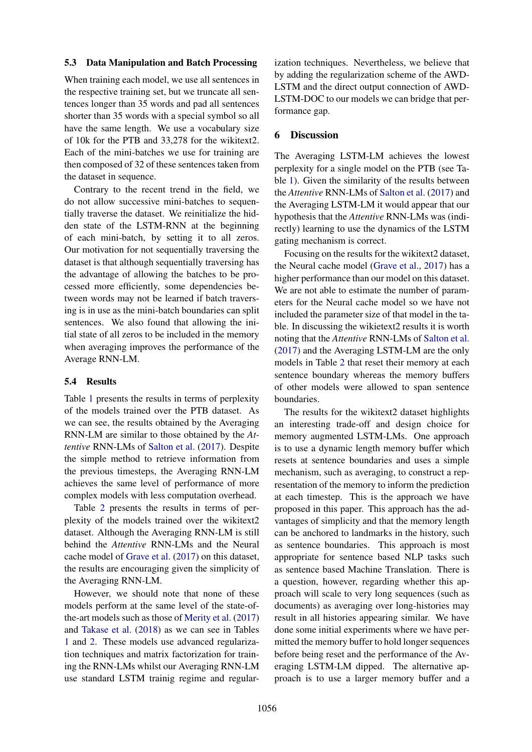### 5.3 Data Manipulation and Batch Processing

When training each model, we use all sentences in the respective training set, but we truncate all sentences longer than 35 words and pad all sentences shorter than 35 words with a special symbol so all have the same length. We use a vocabulary size of 10k for the PTB and 33,278 for the wikitext2. Each of the mini-batches we use for training are then composed of 32 of these sentences taken from the dataset in sequence.

Contrary to the recent trend in the field, we do not allow successive mini-batches to sequentially traverse the dataset. We reinitialize the hidden state of the LSTM-RNN at the beginning of each mini-batch, by setting it to all zeros. Our motivation for not sequentially traversing the dataset is that although sequentially traversing has the advantage of allowing the batches to be processed more efficiently, some dependencies between words may not be learned if batch traversing is in use as the mini-batch boundaries can split sentences. We also found that allowing the initial state of all zeros to be included in the memory when averaging improves the performance of the Average RNN-LM.

### 5.4 Results

Table 1 presents the results in terms of perplexity of the models trained over the PTB dataset. As we can see, the results obtained by the Averaging RNN-LM are similar to those obtained by the *Attentive* RNN-LMs of Salton et al. (2017). Despite the simple method to retrieve information from the previous timesteps, the Averaging RNN-LM achieves the same level of performance of more complex models with less computation overhead.

Table 2 presents the results in terms of perplexity of the models trained over the wikitext2 dataset. Although the Averaging RNN-LM is still behind the *Attentive* RNN-LMs and the Neural cache model of Grave et al. (2017) on this dataset, the results are encouraging given the simplicity of the Averaging RNN-LM.

However, we should note that none of these models perform at the same level of the state-of-the-art models such as those of Merity et al. (2017) and Takase et al. (2018) as we can see in Tables 1 and 2. These models use advanced regularization techniques and matrix factorization for training the RNN-LMs whilst our Averaging RNN-LM use standard LSTM trainig regime and regularization techniques. Nevertheless, we believe that by adding the regularization scheme of the AWD-LSTM and the direct output connection of AWD-LSTM-DOC to our models we can bridge that performance gap.

## 6 Discussion

The Averaging LSTM-LM achieves the lowest perplexity for a single model on the PTB (see Table 1). Given the similarity of the results between the *Attentive* RNN-LMs of Salton et al. (2017) and the Averaging LSTM-LM it would appear that our hypothesis that the *Attentive* RNN-LMs was (indirectly) learning to use the dynamics of the LSTM gating mechanism is correct.

Focusing on the results for the wikitext2 dataset, the Neural cache model (Grave et al., 2017) has a higher performance than our model on this dataset. We are not able to estimate the number of parameters for the Neural cache model so we have not included the parameter size of that model in the table. In discussing the wikietext2 results it is worth noting that the *Attentive* RNN-LMs of Salton et al. (2017) and the Averaging LSTM-LM are the only models in Table 2 that reset their memory at each sentence boundary whereas the memory buffers of other models were allowed to span sentence boundaries.

The results for the wikitext2 dataset highlights an interesting trade-off and design choice for memory augmented LSTM-LMs. One approach is to use a dynamic length memory buffer which resets at sentence boundaries and uses a simple mechanism, such as averaging, to construct a representation of the memory to inform the prediction at each timestep. This is the approach we have proposed in this paper. This approach has the advantages of simplicity and that the memory length can be anchored to landmarks in the history, such as sentence boundaries. This approach is most appropriate for sentence based NLP tasks such as sentence based Machine Translation. There is a question, however, regarding whether this approach will scale to very long sequences (such as documents) as averaging over long-histories may result in all histories appearing similar. We have done some initial experiments where we have permitted the memory buffer to hold longer sequences before being reset and the performance of the Averaging LSTM-LM dipped. The alternative approach is to use a larger memory buffer and a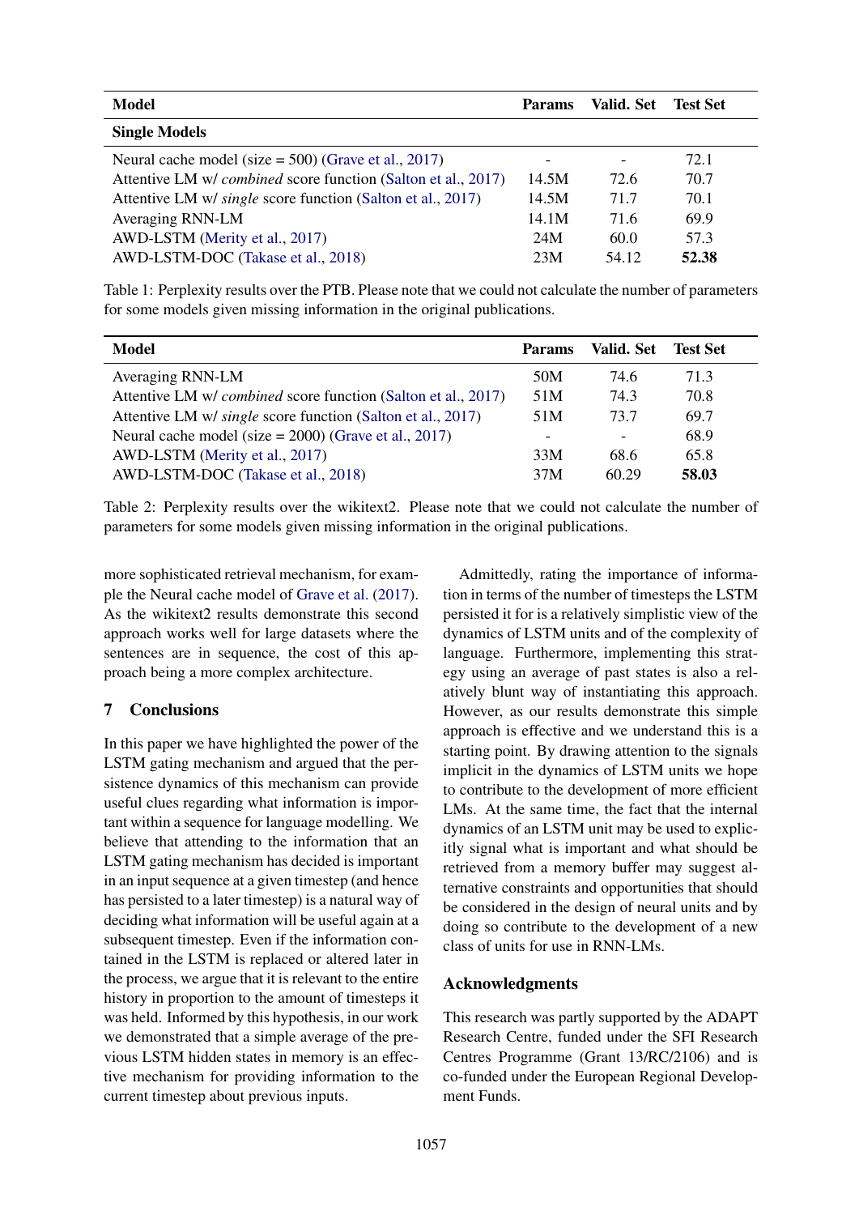| Model | Params | Valid. Set | Test Set |
|---|---|---|---|
| **Single Models** | | | |
| Neural cache model (size = 500) (Grave et al., 2017) | - | - | 72.1 |
| Attentive LM w/ *combined* score function (Salton et al., 2017) | 14.5M | 72.6 | 70.7 |
| Attentive LM w/ *single* score function (Salton et al., 2017) | 14.5M | 71.7 | 70.1 |
| Averaging RNN-LM | 14.1M | 71.6 | 69.9 |
| AWD-LSTM (Merity et al., 2017) | 24M | 60.0 | 57.3 |
| AWD-LSTM-DOC (Takase et al., 2018) | 23M | 54.12 | **52.38** |

Table 1: Perplexity results over the PTB. Please note that we could not calculate the number of parameters for some models given missing information in the original publications.

| Model | Params | Valid. Set | Test Set |
|---|---|---|---|
| Averaging RNN-LM | 50M | 74.6 | 71.3 |
| Attentive LM w/ *combined* score function (Salton et al., 2017) | 51M | 74.3 | 70.8 |
| Attentive LM w/ *single* score function (Salton et al., 2017) | 51M | 73.7 | 69.7 |
| Neural cache model (size = 2000) (Grave et al., 2017) | - | - | 68.9 |
| AWD-LSTM (Merity et al., 2017) | 33M | 68.6 | 65.8 |
| AWD-LSTM-DOC (Takase et al., 2018) | 37M | 60.29 | **58.03** |

Table 2: Perplexity results over the wikitext2. Please note that we could not calculate the number of parameters for some models given missing information in the original publications.

more sophisticated retrieval mechanism, for example the Neural cache model of Grave et al. (2017). As the wikitext2 results demonstrate this second approach works well for large datasets where the sentences are in sequence, the cost of this approach being a more complex architecture.

## 7 Conclusions

In this paper we have highlighted the power of the LSTM gating mechanism and argued that the persistence dynamics of this mechanism can provide useful clues regarding what information is important within a sequence for language modelling. We believe that attending to the information that an LSTM gating mechanism has decided is important in an input sequence at a given timestep (and hence has persisted to a later timestep) is a natural way of deciding what information will be useful again at a subsequent timestep. Even if the information contained in the LSTM is replaced or altered later in the process, we argue that it is relevant to the entire history in proportion to the amount of timesteps it was held. Informed by this hypothesis, in our work we demonstrated that a simple average of the previous LSTM hidden states in memory is an effective mechanism for providing information to the current timestep about previous inputs.

Admittedly, rating the importance of information in terms of the number of timesteps the LSTM persisted it for is a relatively simplistic view of the dynamics of LSTM units and of the complexity of language. Furthermore, implementing this strategy using an average of past states is also a relatively blunt way of instantiating this approach. However, as our results demonstrate this simple approach is effective and we understand this is a starting point. By drawing attention to the signals implicit in the dynamics of LSTM units we hope to contribute to the development of more efficient LMs. At the same time, the fact that the internal dynamics of an LSTM unit may be used to explicitly signal what is important and what should be retrieved from a memory buffer may suggest alternative constraints and opportunities that should be considered in the design of neural units and by doing so contribute to the development of a new class of units for use in RNN-LMs.

## Acknowledgments

This research was partly supported by the ADAPT Research Centre, funded under the SFI Research Centres Programme (Grant 13/RC/2106) and is co-funded under the European Regional Development Funds.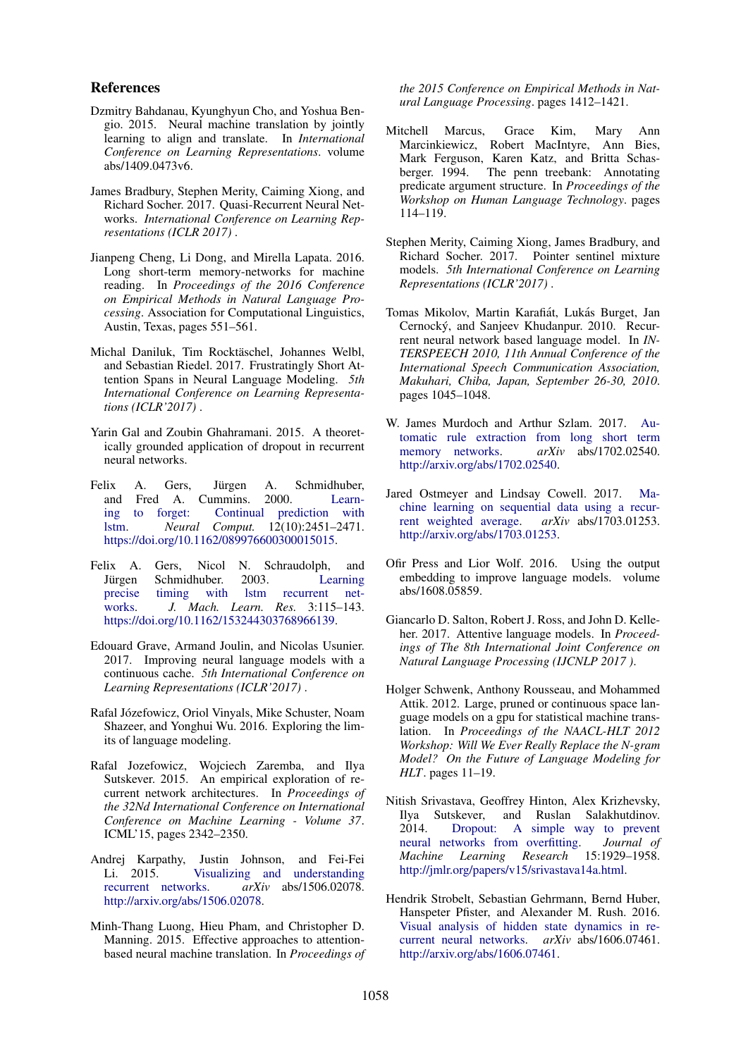## References

Dzmitry Bahdanau, Kyunghyun Cho, and Yoshua Bengio. 2015. Neural machine translation by jointly learning to align and translate. In *International Conference on Learning Representations*. volume abs/1409.0473v6.

James Bradbury, Stephen Merity, Caiming Xiong, and Richard Socher. 2017. Quasi-Recurrent Neural Networks. *International Conference on Learning Representations (ICLR 2017)* .

Jianpeng Cheng, Li Dong, and Mirella Lapata. 2016. Long short-term memory-networks for machine reading. In *Proceedings of the 2016 Conference on Empirical Methods in Natural Language Processing*. Association for Computational Linguistics, Austin, Texas, pages 551–561.

Michal Daniluk, Tim Rocktäschel, Johannes Welbl, and Sebastian Riedel. 2017. Frustratingly Short Attention Spans in Neural Language Modeling. *5th International Conference on Learning Representations (ICLR'2017)* .

Yarin Gal and Zoubin Ghahramani. 2015. A theoretically grounded application of dropout in recurrent neural networks.

Felix A. Gers, Jürgen A. Schmidhuber, and Fred A. Cummins. 2000. Learning to forget: Continual prediction with lstm. *Neural Comput.* 12(10):2451–2471. https://doi.org/10.1162/089976600300015015.

Felix A. Gers, Nicol N. Schraudolph, and Jürgen Schmidhuber. 2003. Learning precise timing with lstm recurrent networks. *J. Mach. Learn. Res.* 3:115–143. https://doi.org/10.1162/153244303768966139.

Edouard Grave, Armand Joulin, and Nicolas Usunier. 2017. Improving neural language models with a continuous cache. *5th International Conference on Learning Representations (ICLR'2017)* .

Rafal Józefowicz, Oriol Vinyals, Mike Schuster, Noam Shazeer, and Yonghui Wu. 2016. Exploring the limits of language modeling.

Rafal Jozefowicz, Wojciech Zaremba, and Ilya Sutskever. 2015. An empirical exploration of recurrent network architectures. In *Proceedings of the 32Nd International Conference on International Conference on Machine Learning - Volume 37*. ICML'15, pages 2342–2350.

Andrej Karpathy, Justin Johnson, and Fei-Fei Li. 2015. Visualizing and understanding recurrent networks. *arXiv* abs/1506.02078. http://arxiv.org/abs/1506.02078.

Minh-Thang Luong, Hieu Pham, and Christopher D. Manning. 2015. Effective approaches to attention-based neural machine translation. In *Proceedings of the 2015 Conference on Empirical Methods in Natural Language Processing*. pages 1412–1421.

Mitchell Marcus, Grace Kim, Mary Ann Marcinkiewicz, Robert MacIntyre, Ann Bies, Mark Ferguson, Karen Katz, and Britta Schasberger. 1994. The penn treebank: Annotating predicate argument structure. In *Proceedings of the Workshop on Human Language Technology*. pages 114–119.

Stephen Merity, Caiming Xiong, James Bradbury, and Richard Socher. 2017. Pointer sentinel mixture models. *5th International Conference on Learning Representations (ICLR'2017)* .

Tomas Mikolov, Martin Karafiát, Lukás Burget, Jan Cernocký, and Sanjeev Khudanpur. 2010. Recurrent neural network based language model. In *INTERSPEECH 2010, 11th Annual Conference of the International Speech Communication Association, Makuhari, Chiba, Japan, September 26-30, 2010*. pages 1045–1048.

W. James Murdoch and Arthur Szlam. 2017. Automatic rule extraction from long short term memory networks. *arXiv* abs/1702.02540. http://arxiv.org/abs/1702.02540.

Jared Ostmeyer and Lindsay Cowell. 2017. Machine learning on sequential data using a recurrent weighted average. *arXiv* abs/1703.01253. http://arxiv.org/abs/1703.01253.

Ofir Press and Lior Wolf. 2016. Using the output embedding to improve language models. volume abs/1608.05859.

Giancarlo D. Salton, Robert J. Ross, and John D. Kelleher. 2017. Attentive language models. In *Proceedings of The 8th International Joint Conference on Natural Language Processing (IJCNLP 2017 )*.

Holger Schwenk, Anthony Rousseau, and Mohammed Attik. 2012. Large, pruned or continuous space language models on a gpu for statistical machine translation. In *Proceedings of the NAACL-HLT 2012 Workshop: Will We Ever Really Replace the N-gram Model? On the Future of Language Modeling for HLT*. pages 11–19.

Nitish Srivastava, Geoffrey Hinton, Alex Krizhevsky, Ilya Sutskever, and Ruslan Salakhutdinov. 2014. Dropout: A simple way to prevent neural networks from overfitting. *Journal of Machine Learning Research* 15:1929–1958. http://jmlr.org/papers/v15/srivastava14a.html.

Hendrik Strobelt, Sebastian Gehrmann, Bernd Huber, Hanspeter Pfister, and Alexander M. Rush. 2016. Visual analysis of hidden state dynamics in recurrent neural networks. *arXiv* abs/1606.07461. http://arxiv.org/abs/1606.07461.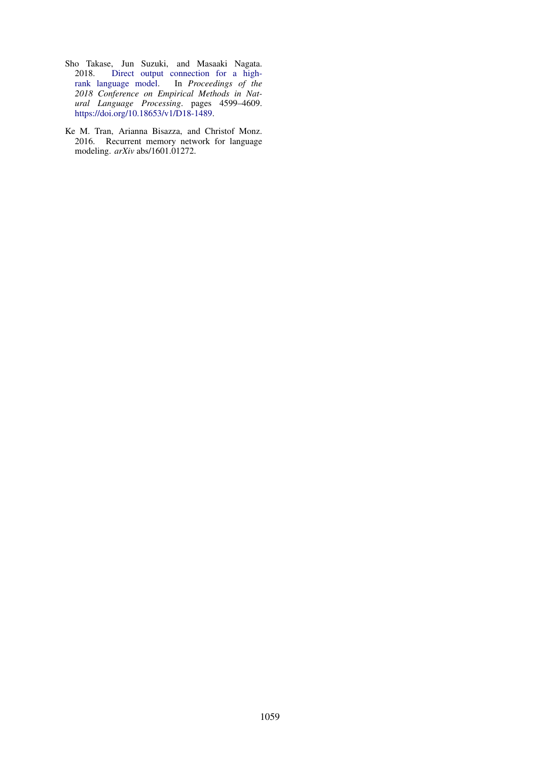Sho Takase, Jun Suzuki, and Masaaki Nagata. 2018. Direct output connection for a high-rank language model. In *Proceedings of the 2018 Conference on Empirical Methods in Natural Language Processing*. pages 4599–4609. https://doi.org/10.18653/v1/D18-1489.

Ke M. Tran, Arianna Bisazza, and Christof Monz. 2016. Recurrent memory network for language modeling. *arXiv* abs/1601.01272.